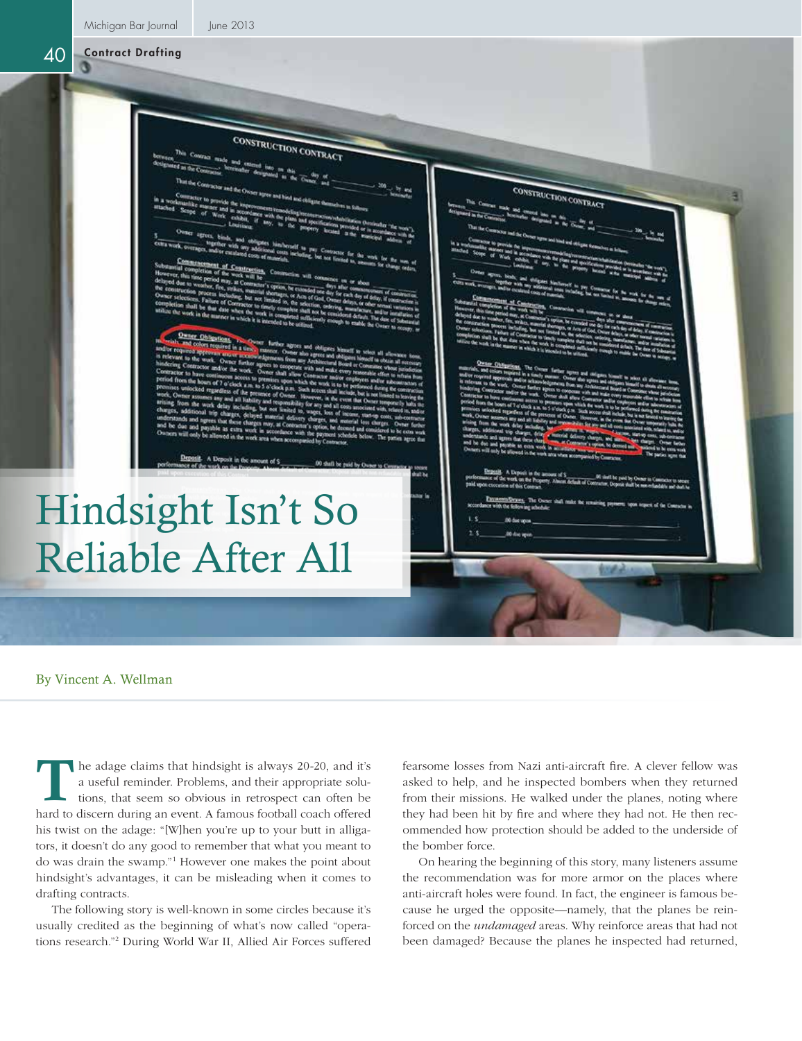Contract Drafting

# Hindsight Isn't So Reliable After All

By Vincent A. Wellman

The adage claims that hindsight is always 20-20, and it's a useful reminder. Problems, and their appropriate solutions, that seem so obvious in retrospect can often be hard to discern during an event. A famous football coach offered his twist on the adage: "[W]hen you're up to your butt in alligators, it doesn't do any good to remember that what you meant to do was drain the swamp."[1] However one makes the point about hindsight's advantages, it can be misleading when it comes to drafting contracts.

The following story is well-known in some circles because it's usually credited as the beginning of what's now called "operations research."[2] During World War II, Allied Air Forces suffered fearsome losses from Nazi anti-aircraft fire. A clever fellow was asked to help, and he inspected bombers when they returned from their missions. He walked under the planes, noting where they had been hit by fire and where they had not. He then recommended how protection should be added to the underside of the bomber force.

On hearing the beginning of this story, many listeners assume the recommendation was for more armor on the places where anti-aircraft holes were found. In fact, the engineer is famous because he urged the opposite—namely, that the planes be reinforced on the *undamaged* areas. Why reinforce areas that had not been damaged? Because the planes he inspected had returned,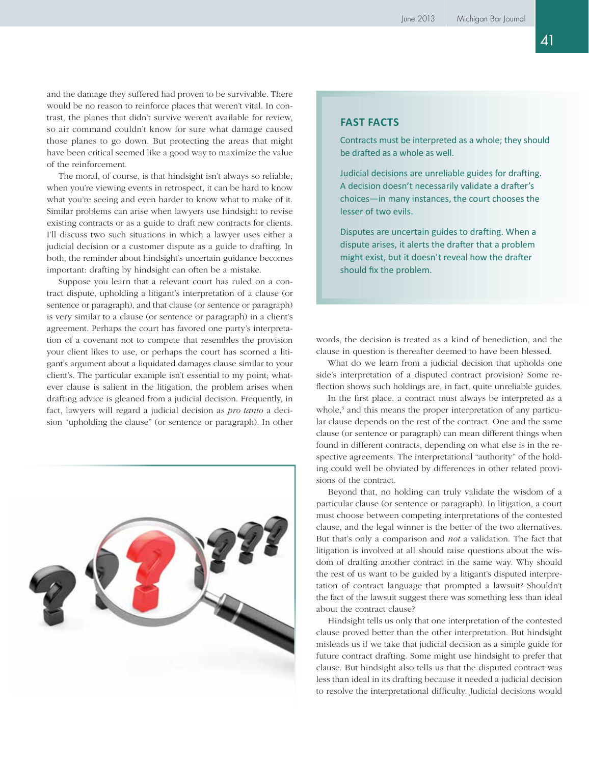and the damage they suffered had proven to be survivable. There would be no reason to reinforce places that weren't vital. In contrast, the planes that didn't survive weren't available for review, so air command couldn't know for sure what damage caused those planes to go down. But protecting the areas that might have been critical seemed like a good way to maximize the value of the reinforcement.

The moral, of course, is that hindsight isn't always so reliable; when you're viewing events in retrospect, it can be hard to know what you're seeing and even harder to know what to make of it. Similar problems can arise when lawyers use hindsight to revise existing contracts or as a guide to draft new contracts for clients. I'll discuss two such situations in which a lawyer uses either a judicial decision or a customer dispute as a guide to drafting. In both, the reminder about hindsight's uncertain guidance becomes important: drafting by hindsight can often be a mistake.

Suppose you learn that a relevant court has ruled on a contract dispute, upholding a litigant's interpretation of a clause (or sentence or paragraph), and that clause (or sentence or paragraph) is very similar to a clause (or sentence or paragraph) in a client's agreement. Perhaps the court has favored one party's interpretation of a covenant not to compete that resembles the provision your client likes to use, or perhaps the court has scorned a litigant's argument about a liquidated damages clause similar to your client's. The particular example isn't essential to my point; whatever clause is salient in the litigation, the problem arises when drafting advice is gleaned from a judicial decision. Frequently, in fact, lawyers will regard a judicial decision as *pro tanto* a decision "upholding the clause" (or sentence or paragraph). In other words, the decision is treated as a kind of benediction, and the clause in question is thereafter deemed to have been blessed.

> **FAST FACTS**
>
> Contracts must be interpreted as a whole; they should be drafted as a whole as well.
>
> Judicial decisions are unreliable guides for drafting. A decision doesn't necessarily validate a drafter's choices—in many instances, the court chooses the lesser of two evils.
>
> Disputes are uncertain guides to drafting. When a dispute arises, it alerts the drafter that a problem might exist, but it doesn't reveal how the drafter should fix the problem.

What do we learn from a judicial decision that upholds one side's interpretation of a disputed contract provision? Some reflection shows such holdings are, in fact, quite unreliable guides.

In the first place, a contract must always be interpreted as a whole,[3] and this means the proper interpretation of any particular clause depends on the rest of the contract. One and the same clause (or sentence or paragraph) can mean different things when found in different contracts, depending on what else is in the respective agreements. The interpretational "authority" of the holding could well be obviated by differences in other related provisions of the contract.

Beyond that, no holding can truly validate the wisdom of a particular clause (or sentence or paragraph). In litigation, a court must choose between competing interpretations of the contested clause, and the legal winner is the better of the two alternatives. But that's only a comparison and *not* a validation. The fact that litigation is involved at all should raise questions about the wisdom of drafting another contract in the same way. Why should the rest of us want to be guided by a litigant's disputed interpretation of contract language that prompted a lawsuit? Shouldn't the fact of the lawsuit suggest there was something less than ideal about the contract clause?

Hindsight tells us only that one interpretation of the contested clause proved better than the other interpretation. But hindsight misleads us if we take that judicial decision as a simple guide for future contract drafting. Some might use hindsight to prefer that clause. But hindsight also tells us that the disputed contract was less than ideal in its drafting because it needed a judicial decision to resolve the interpretational difficulty. Judicial decisions would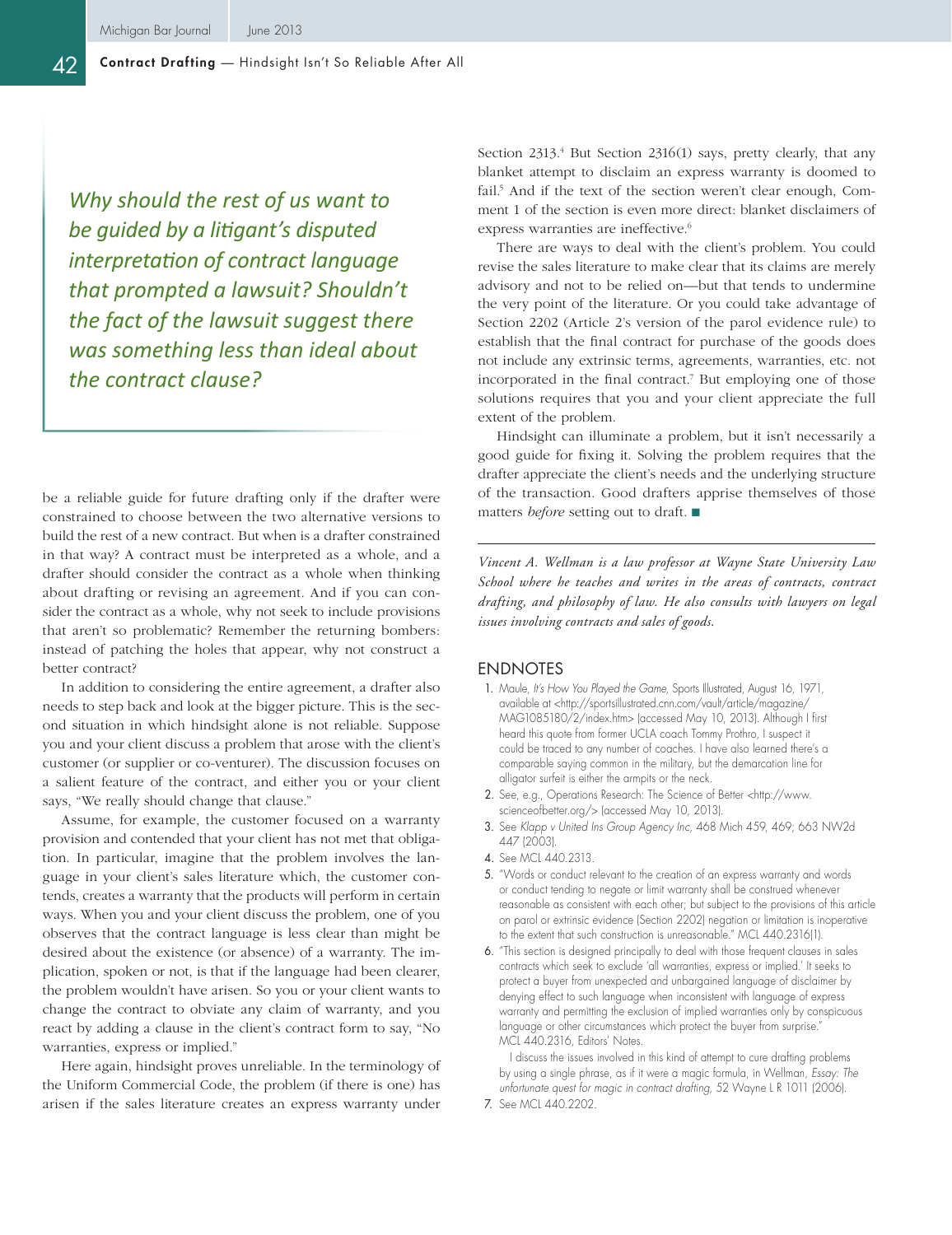*Why should the rest of us want to be guided by a litigant's disputed interpretation of contract language that prompted a lawsuit? Shouldn't the fact of the lawsuit suggest there was something less than ideal about the contract clause?*

be a reliable guide for future drafting only if the drafter were constrained to choose between the two alternative versions to build the rest of a new contract. But when is a drafter constrained in that way? A contract must be interpreted as a whole, and a drafter should consider the contract as a whole when thinking about drafting or revising an agreement. And if you can consider the contract as a whole, why not seek to include provisions that aren't so problematic? Remember the returning bombers: instead of patching the holes that appear, why not construct a better contract?

In addition to considering the entire agreement, a drafter also needs to step back and look at the bigger picture. This is the second situation in which hindsight alone is not reliable. Suppose you and your client discuss a problem that arose with the client's customer (or supplier or co-venturer). The discussion focuses on a salient feature of the contract, and either you or your client says, "We really should change that clause."

Assume, for example, the customer focused on a warranty provision and contended that your client has not met that obligation. In particular, imagine that the problem involves the language in your client's sales literature which, the customer contends, creates a warranty that the products will perform in certain ways. When you and your client discuss the problem, one of you observes that the contract language is less clear than might be desired about the existence (or absence) of a warranty. The implication, spoken or not, is that if the language had been clearer, the problem wouldn't have arisen. So you or your client wants to change the contract to obviate any claim of warranty, and you react by adding a clause in the client's contract form to say, "No warranties, express or implied."

Here again, hindsight proves unreliable. In the terminology of the Uniform Commercial Code, the problem (if there is one) has arisen if the sales literature creates an express warranty under Section 2313.[4] But Section 2316(1) says, pretty clearly, that any blanket attempt to disclaim an express warranty is doomed to fail.[5] And if the text of the section weren't clear enough, Comment 1 of the section is even more direct: blanket disclaimers of express warranties are ineffective.[6]

There are ways to deal with the client's problem. You could revise the sales literature to make clear that its claims are merely advisory and not to be relied on—but that tends to undermine the very point of the literature. Or you could take advantage of Section 2202 (Article 2's version of the parol evidence rule) to establish that the final contract for purchase of the goods does not include any extrinsic terms, agreements, warranties, etc. not incorporated in the final contract.[7] But employing one of those solutions requires that you and your client appreciate the full extent of the problem.

Hindsight can illuminate a problem, but it isn't necessarily a good guide for fixing it. Solving the problem requires that the drafter appreciate the client's needs and the underlying structure of the transaction. Good drafters apprise themselves of those matters *before* setting out to draft. ■

---

*Vincent A. Wellman is a law professor at Wayne State University Law School where he teaches and writes in the areas of contracts, contract drafting, and philosophy of law. He also consults with lawyers on legal issues involving contracts and sales of goods.*

## ENDNOTES

1. Maule, *It's How You Played the Game*, Sports Illustrated, August 16, 1971, available at <http://sportsillustrated.cnn.com/vault/article/magazine/MAG1085180/2/index.htm> (accessed May 10, 2013). Although I first heard this quote from former UCLA coach Tommy Prothro, I suspect it could be traced to any number of coaches. I have also learned there's a comparable saying common in the military, but the demarcation line for alligator surfeit is either the armpits or the neck.
2. See, e.g., Operations Research: The Science of Better <http://www.scienceofbetter.org/> (accessed May 10, 2013).
3. See *Klapp v United Ins Group Agency Inc*, 468 Mich 459, 469; 663 NW2d 447 (2003).
4. See MCL 440.2313.
5. "Words or conduct relevant to the creation of an express warranty and words or conduct tending to negate or limit warranty shall be construed whenever reasonable as consistent with each other; but subject to the provisions of this article on parol or extrinsic evidence (Section 2202) negation or limitation is inoperative to the extent that such construction is unreasonable." MCL 440.2316(1).
6. "This section is designed principally to deal with those frequent clauses in sales contracts which seek to exclude 'all warranties, express or implied.' It seeks to protect a buyer from unexpected and unbargained language of disclaimer by denying effect to such language when inconsistent with language of express warranty and permitting the exclusion of implied warranties only by conspicuous language or other circumstances which protect the buyer from surprise." MCL 440.2316, Editors' Notes.

   I discuss the issues involved in this kind of attempt to cure drafting problems by using a single phrase, as if it were a magic formula, in Wellman, *Essay: The unfortunate quest for magic in contract drafting*, 52 Wayne L R 1011 (2006).
7. See MCL 440.2202.